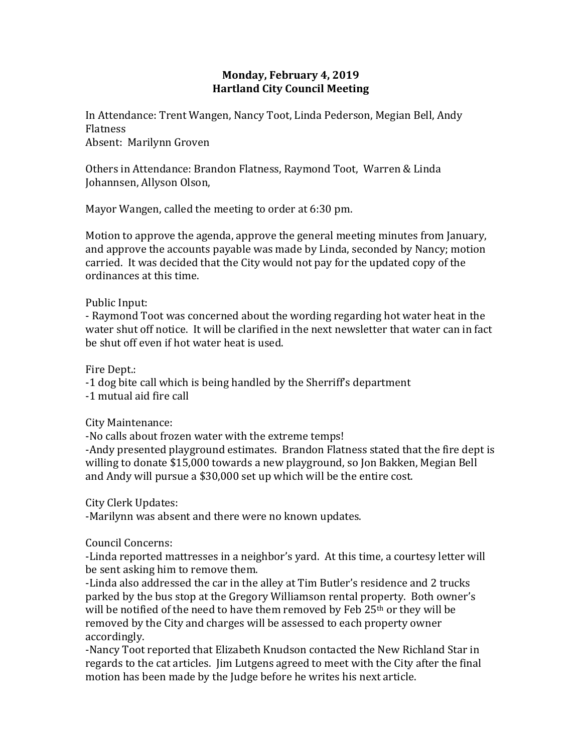**Monday, February 4, 2019**
**Hartland City Council Meeting**

In Attendance: Trent Wangen, Nancy Toot, Linda Pederson, Megian Bell, Andy Flatness
Absent: Marilynn Groven

Others in Attendance: Brandon Flatness, Raymond Toot, Warren & Linda Johannsen, Allyson Olson,

Mayor Wangen, called the meeting to order at 6:30 pm.

Motion to approve the agenda, approve the general meeting minutes from January, and approve the accounts payable was made by Linda, seconded by Nancy; motion carried. It was decided that the City would not pay for the updated copy of the ordinances at this time.

Public Input:
- Raymond Toot was concerned about the wording regarding hot water heat in the water shut off notice. It will be clarified in the next newsletter that water can in fact be shut off even if hot water heat is used.

Fire Dept.:
-1 dog bite call which is being handled by the Sherriff's department
-1 mutual aid fire call

City Maintenance:
-No calls about frozen water with the extreme temps!
-Andy presented playground estimates. Brandon Flatness stated that the fire dept is willing to donate $15,000 towards a new playground, so Jon Bakken, Megian Bell and Andy will pursue a $30,000 set up which will be the entire cost.

City Clerk Updates:
-Marilynn was absent and there were no known updates.

Council Concerns:
-Linda reported mattresses in a neighbor's yard. At this time, a courtesy letter will be sent asking him to remove them.
-Linda also addressed the car in the alley at Tim Butler's residence and 2 trucks parked by the bus stop at the Gregory Williamson rental property. Both owner's will be notified of the need to have them removed by Feb 25th or they will be removed by the City and charges will be assessed to each property owner accordingly.
-Nancy Toot reported that Elizabeth Knudson contacted the New Richland Star in regards to the cat articles. Jim Lutgens agreed to meet with the City after the final motion has been made by the Judge before he writes his next article.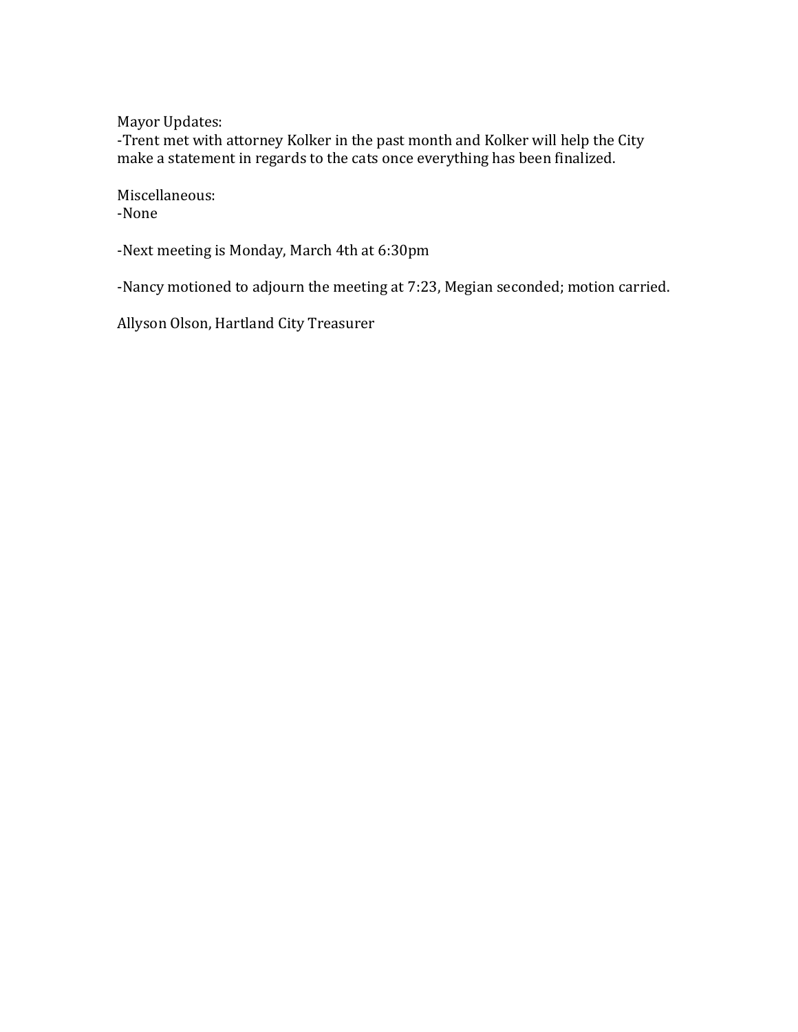Mayor Updates:

-Trent met with attorney Kolker in the past month and Kolker will help the City make a statement in regards to the cats once everything has been finalized.

Miscellaneous:

-None

-Next meeting is Monday, March 4th at 6:30pm

-Nancy motioned to adjourn the meeting at 7:23, Megian seconded; motion carried.

Allyson Olson, Hartland City Treasurer